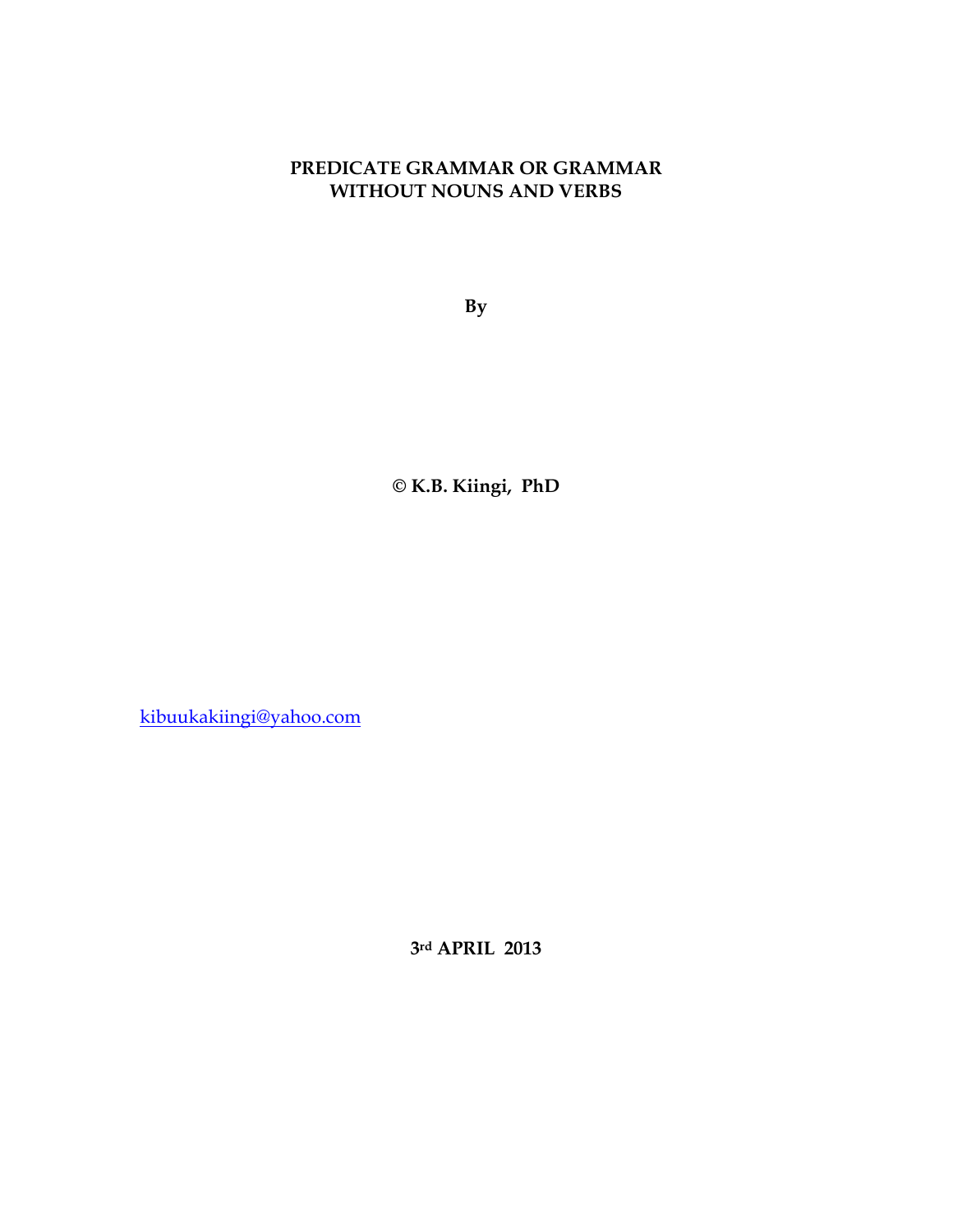# PREDICATE GRAMMAR OR GRAMMAR WITHOUT NOUNS AND VERBS

**By**

**© K.B. Kiingi, PhD**

kibuukakiingi@yahoo.com

**3rd APRIL 2013**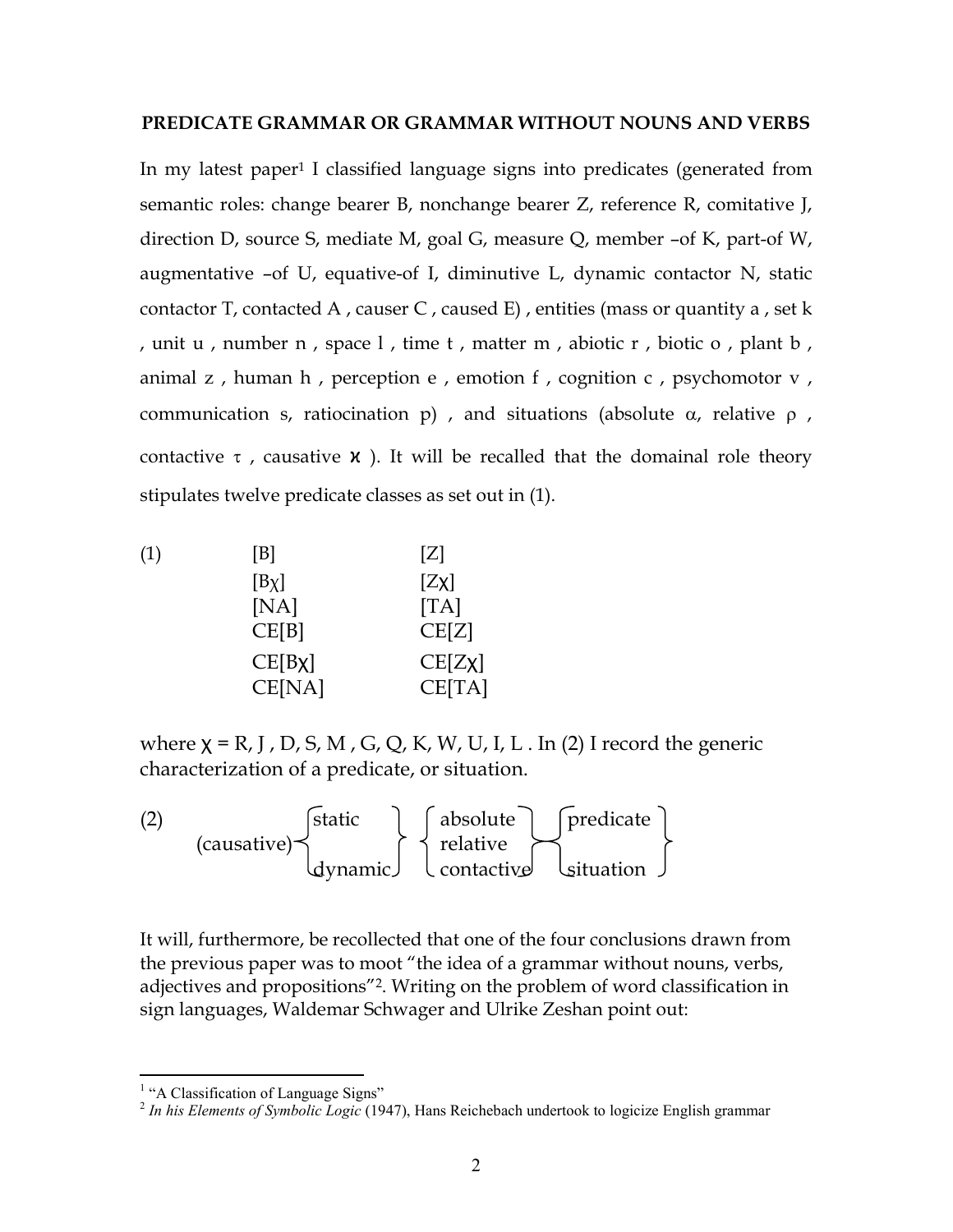**PREDICATE GRAMMAR OR GRAMMAR WITHOUT NOUNS AND VERBS**

In my latest paper[1] I classified language signs into predicates (generated from semantic roles: change bearer B, nonchange bearer Z, reference R, comitative J, direction D, source S, mediate M, goal G, measure Q, member –of K, part-of W, augmentative –of U, equative-of I, diminutive L, dynamic contactor N, static contactor T, contacted A , causer C , caused E) , entities (mass or quantity a , set k , unit u , number n , space l , time t , matter m , abiotic r , biotic o , plant b , animal z , human h , perception e , emotion f , cognition c , psychomotor v , communication s, ratiocination p) , and situations (absolute $\alpha$, relative $\rho$ , contactive $\tau$ , causative $\varkappa$ ). It will be recalled that the domainal role theory stipulates twelve predicate classes as set out in (1).

(1)

| | |
|---|---|
| [B] | [Z] |
| [Bχ] | [Zχ] |
| [NA] | [TA] |
| CE[B] | CE[Z] |
| CE[Bχ] | CE[Zχ] |
| CE[NA] | CE[TA] |

where $\chi$ = R, J , D, S, M , G, Q, K, W, U, I, L . In (2) I record the generic characterization of a predicate, or situation.

$$\text{(2)} \quad (\text{causative}) \begin{Bmatrix} \text{static} \\ \text{dynamic} \end{Bmatrix} \begin{Bmatrix} \text{absolute} \\ \text{relative} \\ \text{contactive} \end{Bmatrix} \begin{Bmatrix} \text{predicate} \\ \text{situation} \end{Bmatrix}$$

It will, furthermore, be recollected that one of the four conclusions drawn from the previous paper was to moot "the idea of a grammar without nouns, verbs, adjectives and propositions"[2]. Writing on the problem of word classification in sign languages, Waldemar Schwager and Ulrike Zeshan point out:

---

[1] "A Classification of Language Signs"

[2] *In his Elements of Symbolic Logic* (1947), Hans Reichebach undertook to logicize English grammar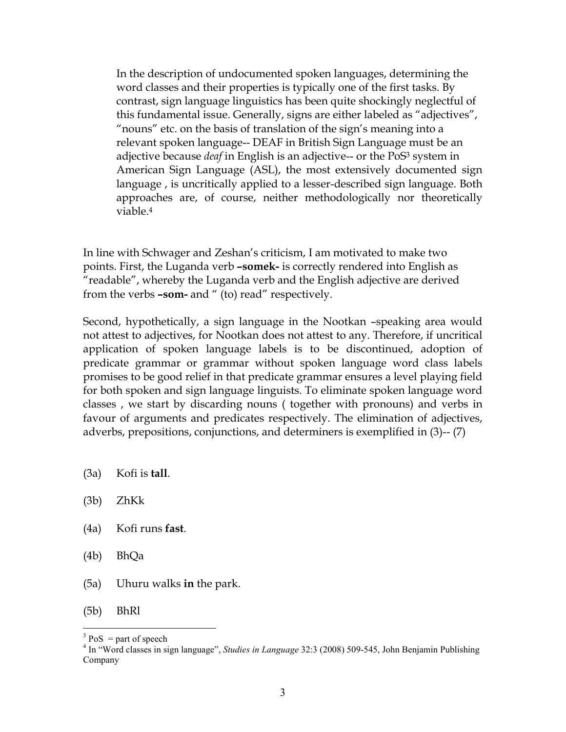> In the description of undocumented spoken languages, determining the word classes and their properties is typically one of the first tasks. By contrast, sign language linguistics has been quite shockingly neglectful of this fundamental issue. Generally, signs are either labeled as "adjectives", "nouns" etc. on the basis of translation of the sign's meaning into a relevant spoken language-- DEAF in British Sign Language must be an adjective because *deaf* in English is an adjective-- or the PoS[3] system in American Sign Language (ASL), the most extensively documented sign language , is uncritically applied to a lesser-described sign language. Both approaches are, of course, neither methodologically nor theoretically viable.[4]

In line with Schwager and Zeshan's criticism, I am motivated to make two points. First, the Luganda verb **–somek-** is correctly rendered into English as "readable", whereby the Luganda verb and the English adjective are derived from the verbs **–som-** and " (to) read" respectively.

Second, hypothetically, a sign language in the Nootkan –speaking area would not attest to adjectives, for Nootkan does not attest to any. Therefore, if uncritical application of spoken language labels is to be discontinued, adoption of predicate grammar or grammar without spoken language word class labels promises to be good relief in that predicate grammar ensures a level playing field for both spoken and sign language linguists. To eliminate spoken language word classes , we start by discarding nouns ( together with pronouns) and verbs in favour of arguments and predicates respectively. The elimination of adjectives, adverbs, prepositions, conjunctions, and determiners is exemplified in (3)-- (7)

(3a) Kofi is **tall**.

(3b) ZhKk

(4a) Kofi runs **fast**.

(4b) BhQa

(5a) Uhuru walks **in** the park.

(5b) BhRl

---

[3] PoS = part of speech

[4] In "Word classes in sign language", *Studies in Language* 32:3 (2008) 509-545, John Benjamin Publishing Company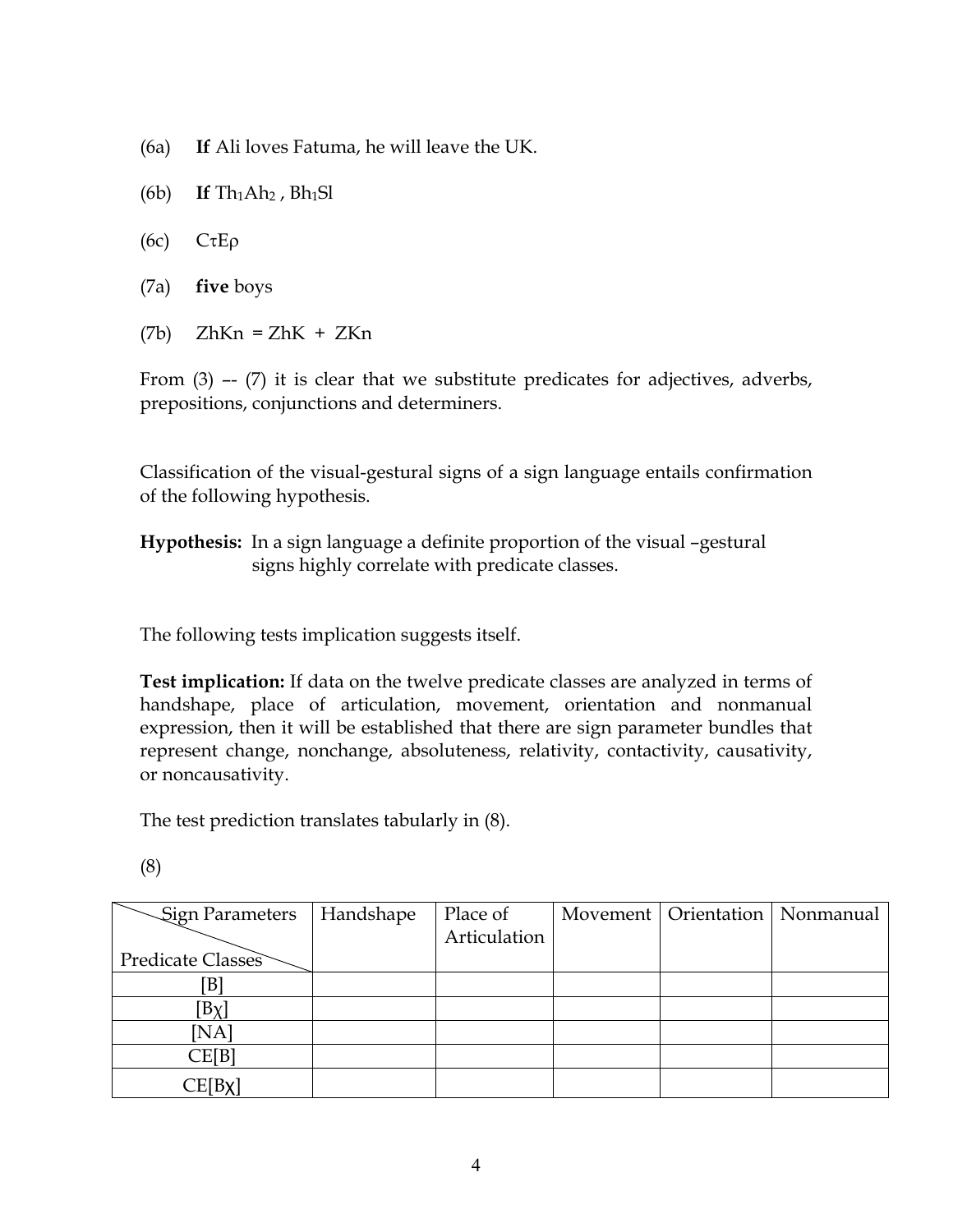(6a) **If** Ali loves Fatuma, he will leave the UK.

(6b) **If** $Th_1Ah_2$ , $Bh_1Sl$

(6c) $C\tau E\rho$

(7a) **five** boys

(7b) ZhKn = ZhK + ZKn

From (3) -- (7) it is clear that we substitute predicates for adjectives, adverbs, prepositions, conjunctions and determiners.

Classification of the visual-gestural signs of a sign language entails confirmation of the following hypothesis.

**Hypothesis:** In a sign language a definite proportion of the visual –gestural signs highly correlate with predicate classes.

The following tests implication suggests itself.

**Test implication:** If data on the twelve predicate classes are analyzed in terms of handshape, place of articulation, movement, orientation and nonmanual expression, then it will be established that there are sign parameter bundles that represent change, nonchange, absoluteness, relativity, contactivity, causativity, or noncausativity.

The test prediction translates tabularly in (8).

(8)

| Sign Parameters / Predicate Classes | Handshape | Place of Articulation | Movement | Orientation | Nonmanual |
|---|---|---|---|---|---|
| [B] | | | | | |
| [Bχ] | | | | | |
| [NA] | | | | | |
| CE[B] | | | | | |
| CE[Bχ] | | | | | |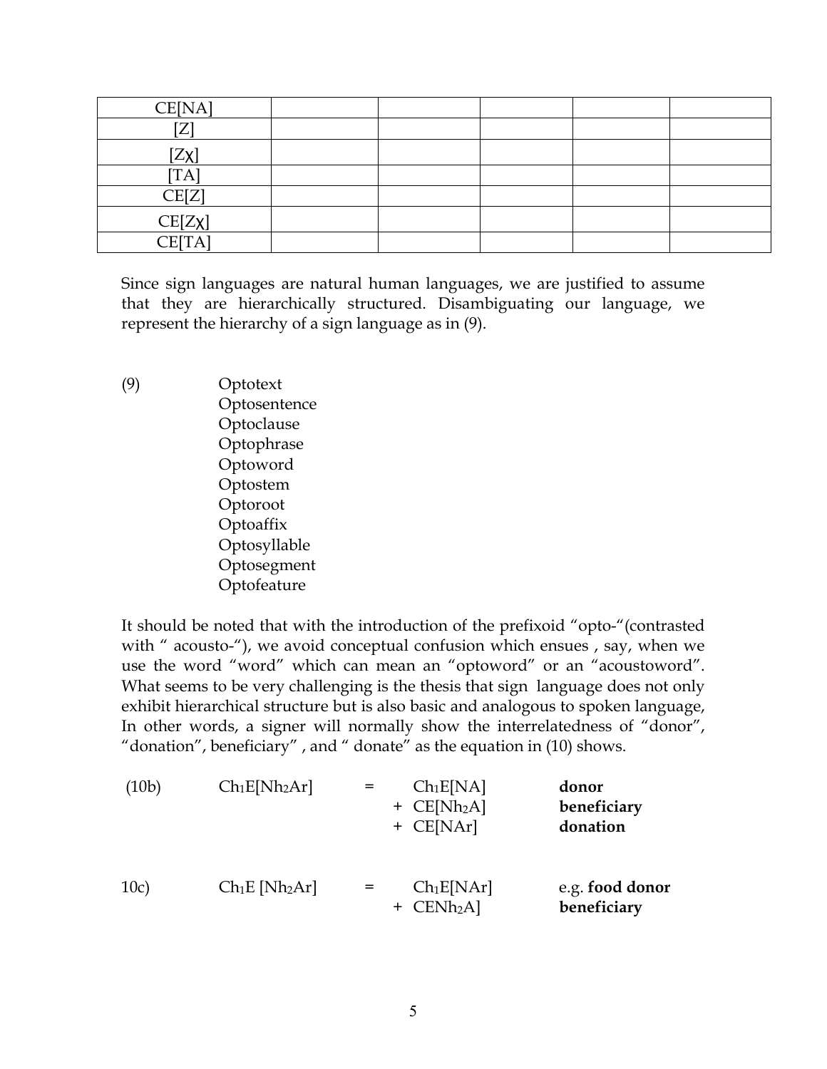| CE[NA] | | | | | |
|---|---|---|---|---|---|
| [Z] | | | | | |
| [Zχ] | | | | | |
| [TA] | | | | | |
| CE[Z] | | | | | |
| CE[Zχ] | | | | | |
| CE[TA] | | | | | |

Since sign languages are natural human languages, we are justified to assume that they are hierarchically structured. Disambiguating our language, we represent the hierarchy of a sign language as in (9).

(9) Optotext
Optosentence
Optoclause
Optophrase
Optoword
Optostem
Optoroot
Optoaffix
Optosyllable
Optosegment
Optofeature

It should be noted that with the introduction of the prefixoid "opto-"(contrasted with " acousto-"), we avoid conceptual confusion which ensues , say, when we use the word "word" which can mean an "optoword" or an "acoustoword". What seems to be very challenging is the thesis that sign language does not only exhibit hierarchical structure but is also basic and analogous to spoken language, In other words, a signer will normally show the interrelatedness of "donor", "donation", beneficiary" , and " donate" as the equation in (10) shows.

(10b) $Ch_1E[Nh_2Ar]$ = $Ch_1E[NA]$ **donor**
+ $CE[Nh_2A]$ **beneficiary**
+ $CE[NAr]$ **donation**

10c) $Ch_1E$ $[Nh_2Ar]$ = $Ch_1E[NAr]$ e.g. **food donor**
+ $CENh_2A]$ **beneficiary**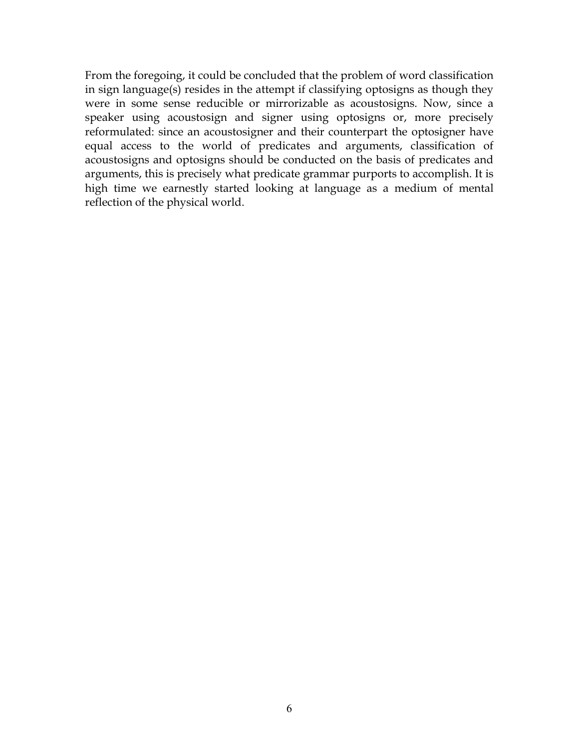From the foregoing, it could be concluded that the problem of word classification in sign language(s) resides in the attempt if classifying optosigns as though they were in some sense reducible or mirrorizable as acoustosigns. Now, since a speaker using acoustosign and signer using optosigns or, more precisely reformulated: since an acoustosigner and their counterpart the optosigner have equal access to the world of predicates and arguments, classification of acoustosigns and optosigns should be conducted on the basis of predicates and arguments, this is precisely what predicate grammar purports to accomplish. It is high time we earnestly started looking at language as a medium of mental reflection of the physical world.